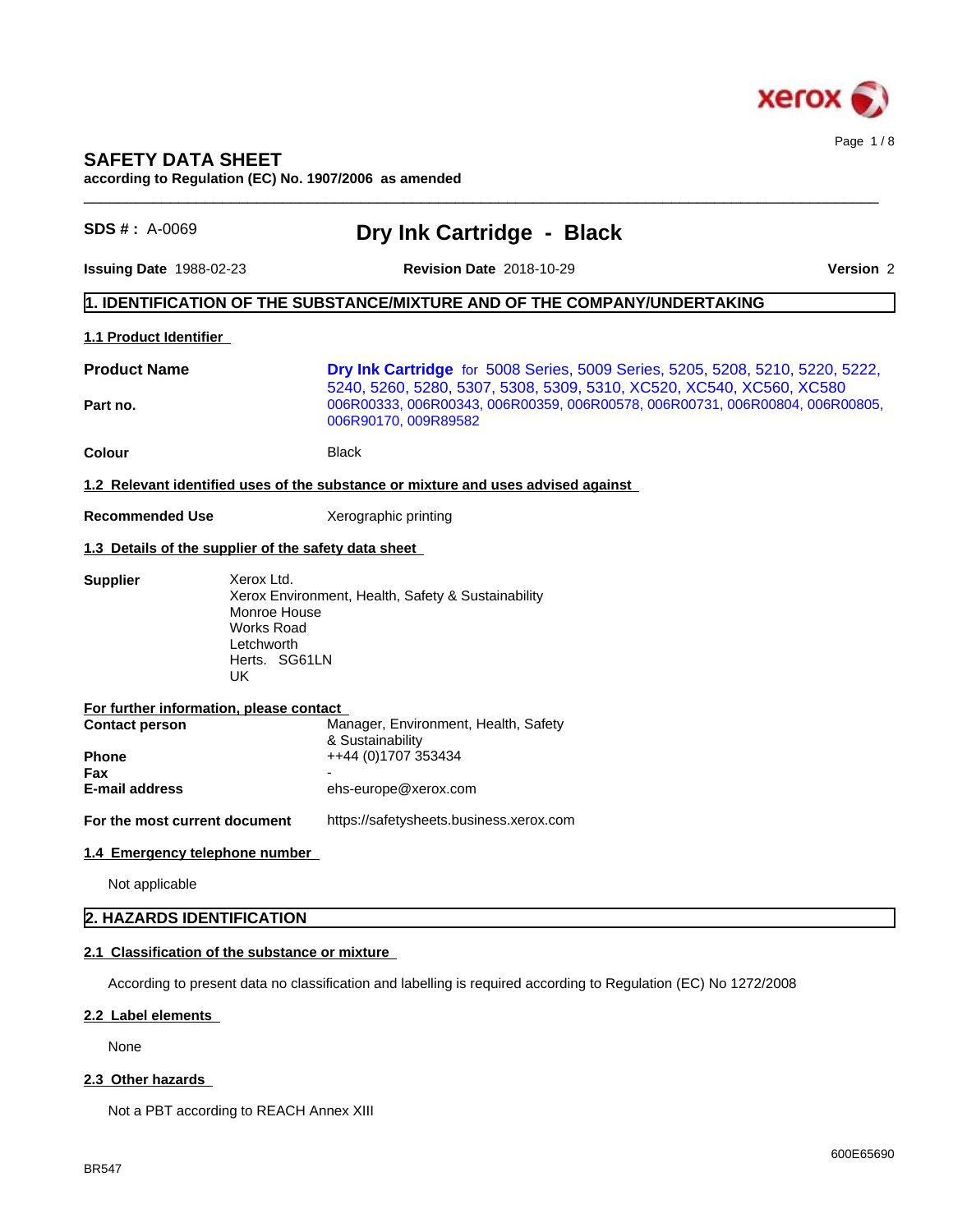# SAFETY DATA SHEET

**according to Regulation (EC) No. 1907/2006 as amended**

**SDS # :** A-0069

# Dry Ink Cartridge - Black

**Issuing Date** 1988-02-23 **Revision Date** 2018-10-29 **Version** 2

## 1. IDENTIFICATION OF THE SUBSTANCE/MIXTURE AND OF THE COMPANY/UNDERTAKING

### 1.1 Product Identifier

**Product Name** **Dry Ink Cartridge** for 5008 Series, 5009 Series, 5205, 5208, 5210, 5220, 5222, 5240, 5260, 5280, 5307, 5308, 5309, 5310, XC520, XC540, XC560, XC580

**Part no.** 006R00333, 006R00343, 006R00359, 006R00578, 006R00731, 006R00804, 006R00805, 006R90170, 009R89582

**Colour** Black

### 1.2 Relevant identified uses of the substance or mixture and uses advised against

**Recommended Use** Xerographic printing

### 1.3 Details of the supplier of the safety data sheet

**Supplier**
Xerox Ltd.
Xerox Environment, Health, Safety & Sustainability
Monroe House
Works Road
Letchworth
Herts. SG61LN
UK

**For further information, please contact**

**Contact person** Manager, Environment, Health, Safety & Sustainability
**Phone** ++44 (0)1707 353434
**Fax** -
**E-mail address** ehs-europe@xerox.com

**For the most current document** https://safetysheets.business.xerox.com

### 1.4 Emergency telephone number

Not applicable

## 2. HAZARDS IDENTIFICATION

### 2.1 Classification of the substance or mixture

According to present data no classification and labelling is required according to Regulation (EC) No 1272/2008

### 2.2 Label elements

None

### 2.3 Other hazards

Not a PBT according to REACH Annex XIII

BR547 600E65690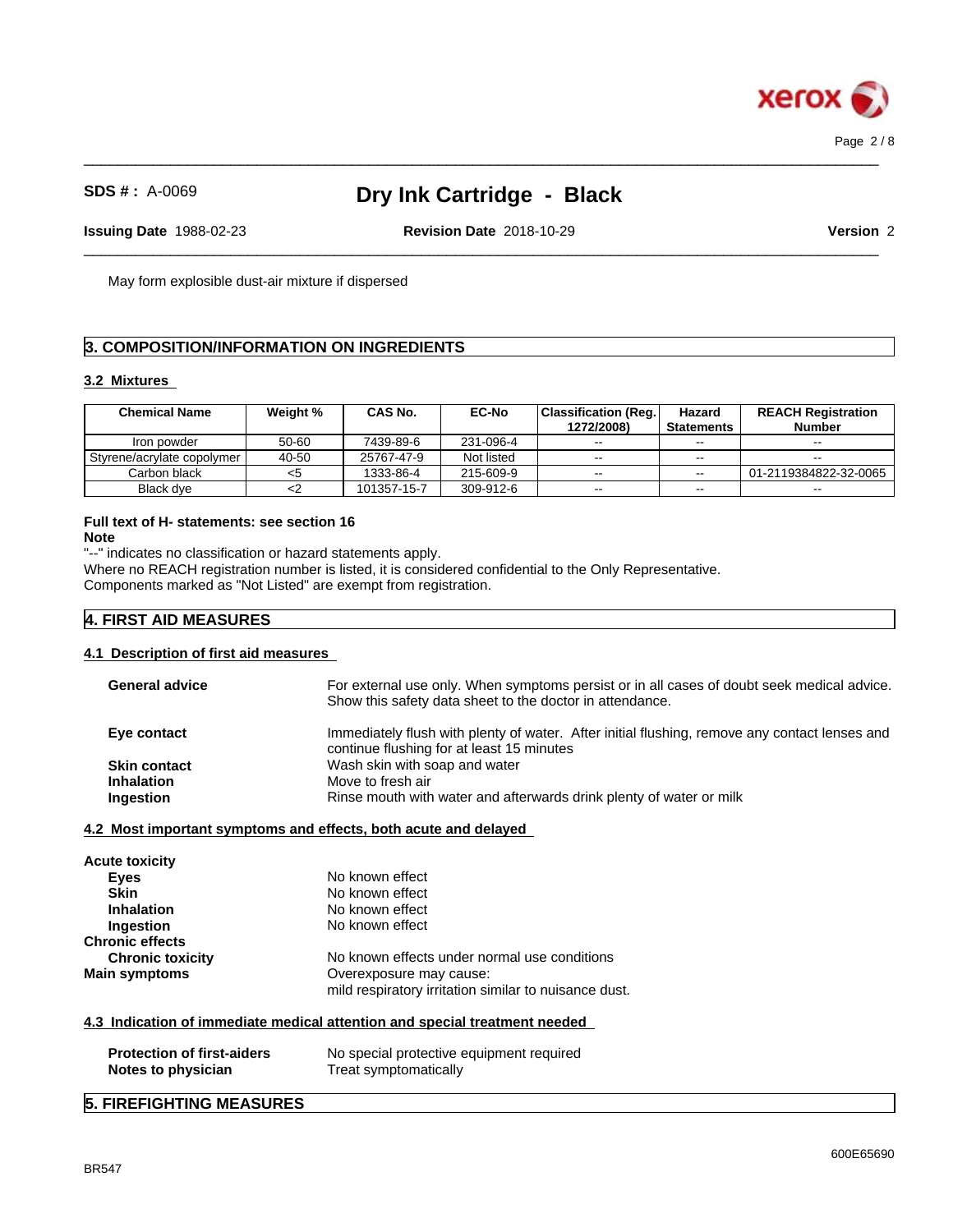May form explosible dust-air mixture if dispersed

## 3. COMPOSITION/INFORMATION ON INGREDIENTS

### 3.2 Mixtures

| Chemical Name | Weight % | CAS No. | EC-No | Classification (Reg. 1272/2008) | Hazard Statements | REACH Registration Number |
|---|---|---|---|---|---|---|
| Iron powder | 50-60 | 7439-89-6 | 231-096-4 | -- | -- | -- |
| Styrene/acrylate copolymer | 40-50 | 25767-47-9 | Not listed | -- | -- | -- |
| Carbon black | <5 | 1333-86-4 | 215-609-9 | -- | -- | 01-2119384822-32-0065 |
| Black dye | <2 | 101357-15-7 | 309-912-6 | -- | -- | -- |

**Full text of H- statements: see section 16**

**Note**

"--" indicates no classification or hazard statements apply.
Where no REACH registration number is listed, it is considered confidential to the Only Representative.
Components marked as "Not Listed" are exempt from registration.

## 4. FIRST AID MEASURES

### 4.1 Description of first aid measures

**General advice** For external use only. When symptoms persist or in all cases of doubt seek medical advice. Show this safety data sheet to the doctor in attendance.

**Eye contact** Immediately flush with plenty of water. After initial flushing, remove any contact lenses and continue flushing for at least 15 minutes

**Skin contact** Wash skin with soap and water

**Inhalation** Move to fresh air

**Ingestion** Rinse mouth with water and afterwards drink plenty of water or milk

### 4.2 Most important symptoms and effects, both acute and delayed

**Acute toxicity**

**Eyes** No known effect

**Skin** No known effect

**Inhalation** No known effect

**Ingestion** No known effect

**Chronic effects**

**Chronic toxicity** No known effects under normal use conditions

**Main symptoms** Overexposure may cause:
mild respiratory irritation similar to nuisance dust.

### 4.3 Indication of immediate medical attention and special treatment needed

**Protection of first-aiders** No special protective equipment required

**Notes to physician** Treat symptomatically

## 5. FIREFIGHTING MEASURES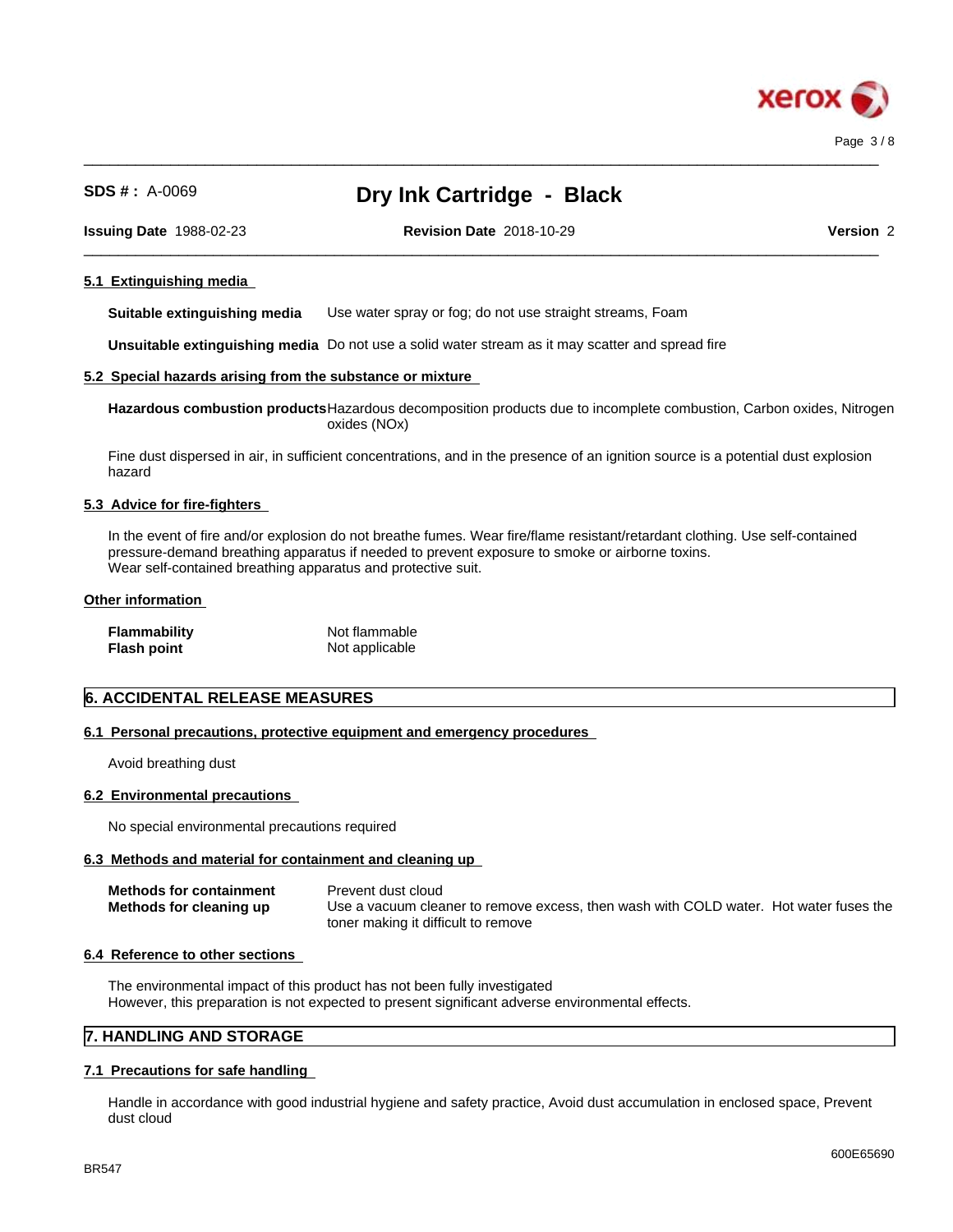#### 5.1 Extinguishing media

| | |
|---|---|
| **Suitable extinguishing media** | Use water spray or fog; do not use straight streams, Foam |
| **Unsuitable extinguishing media** | Do not use a solid water stream as it may scatter and spread fire |

#### 5.2 Special hazards arising from the substance or mixture

| | |
|---|---|
| **Hazardous combustion products** | Hazardous decomposition products due to incomplete combustion, Carbon oxides, Nitrogen oxides (NOx) |

Fine dust dispersed in air, in sufficient concentrations, and in the presence of an ignition source is a potential dust explosion hazard

#### 5.3 Advice for fire-fighters

In the event of fire and/or explosion do not breathe fumes. Wear fire/flame resistant/retardant clothing. Use self-contained pressure-demand breathing apparatus if needed to prevent exposure to smoke or airborne toxins.
Wear self-contained breathing apparatus and protective suit.

#### Other information

| | |
|---|---|
| **Flammability** | Not flammable |
| **Flash point** | Not applicable |

## 6. ACCIDENTAL RELEASE MEASURES

#### 6.1 Personal precautions, protective equipment and emergency procedures

Avoid breathing dust

#### 6.2 Environmental precautions

No special environmental precautions required

#### 6.3 Methods and material for containment and cleaning up

| | |
|---|---|
| **Methods for containment** | Prevent dust cloud |
| **Methods for cleaning up** | Use a vacuum cleaner to remove excess, then wash with COLD water. Hot water fuses the toner making it difficult to remove |

#### 6.4 Reference to other sections

The environmental impact of this product has not been fully investigated
However, this preparation is not expected to present significant adverse environmental effects.

## 7. HANDLING AND STORAGE

#### 7.1 Precautions for safe handling

Handle in accordance with good industrial hygiene and safety practice, Avoid dust accumulation in enclosed space, Prevent dust cloud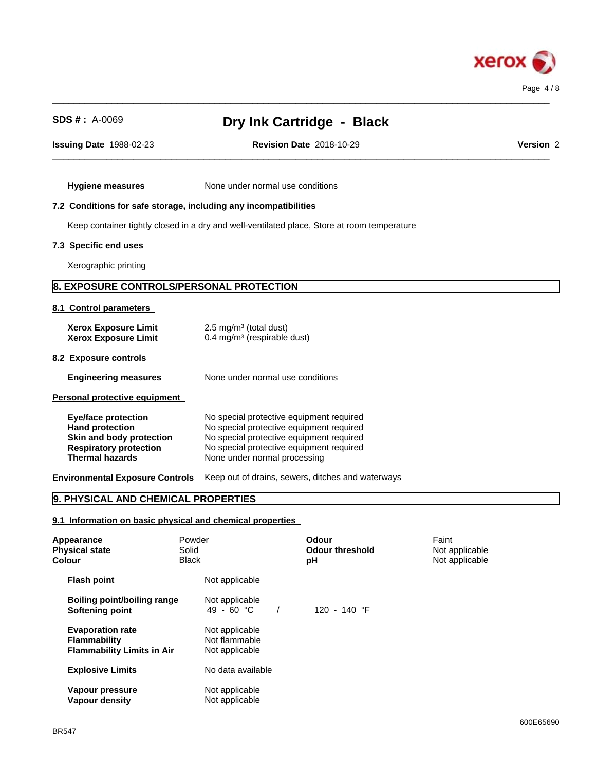**Hygiene measures** None under normal use conditions

**7.2 Conditions for safe storage, including any incompatibilities**

Keep container tightly closed in a dry and well-ventilated place, Store at room temperature

**7.3 Specific end uses**

Xerographic printing

## 8. EXPOSURE CONTROLS/PERSONAL PROTECTION

**8.1 Control parameters**

| | |
|---|---|
| **Xerox Exposure Limit** | 2.5 mg/m³ (total dust) |
| **Xerox Exposure Limit** | 0.4 mg/m³ (respirable dust) |

**8.2 Exposure controls**

**Engineering measures** None under normal use conditions

**Personal protective equipment**

| | |
|---|---|
| **Eye/face protection** | No special protective equipment required |
| **Hand protection** | No special protective equipment required |
| **Skin and body protection** | No special protective equipment required |
| **Respiratory protection** | No special protective equipment required |
| **Thermal hazards** | None under normal processing |

**Environmental Exposure Controls** Keep out of drains, sewers, ditches and waterways

## 9. PHYSICAL AND CHEMICAL PROPERTIES

**9.1 Information on basic physical and chemical properties**

| | | | |
|---|---|---|---|
| **Appearance** | Powder | **Odour** | Faint |
| **Physical state** | Solid | **Odour threshold** | Not applicable |
| **Colour** | Black | **pH** | Not applicable |

| | | |
|---|---|---|
| **Flash point** | Not applicable | |
| **Boiling point/boiling range** | Not applicable | |
| **Softening point** | 49 - 60 °C / | 120 - 140 °F |
| **Evaporation rate** | Not applicable | |
| **Flammability** | Not flammable | |
| **Flammability Limits in Air** | Not applicable | |
| **Explosive Limits** | No data available | |
| **Vapour pressure** | Not applicable | |
| **Vapour density** | Not applicable | |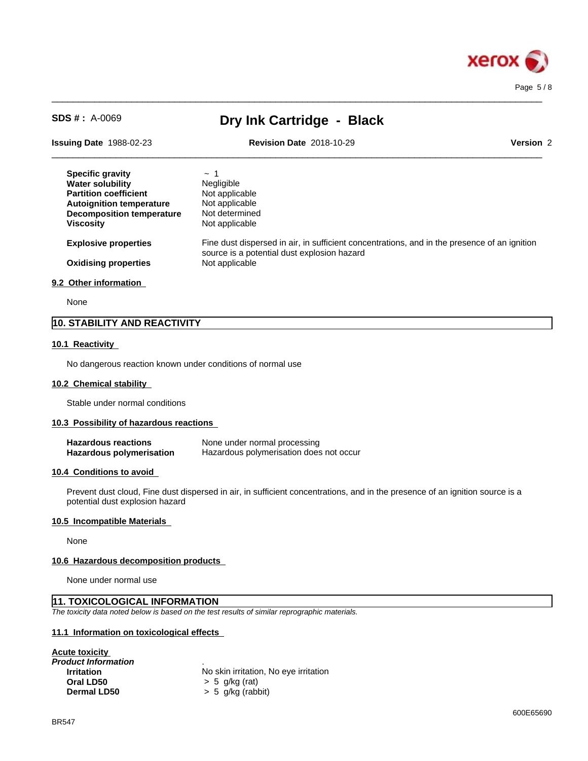| | |
|---|---|
| **Specific gravity** | ~ 1 |
| **Water solubility** | Negligible |
| **Partition coefficient** | Not applicable |
| **Autoignition temperature** | Not applicable |
| **Decomposition temperature** | Not determined |
| **Viscosity** | Not applicable |
| **Explosive properties** | Fine dust dispersed in air, in sufficient concentrations, and in the presence of an ignition source is a potential dust explosion hazard |
| **Oxidising properties** | Not applicable |

### 9.2 Other information

None

## 10. STABILITY AND REACTIVITY

### 10.1 Reactivity

No dangerous reaction known under conditions of normal use

### 10.2 Chemical stability

Stable under normal conditions

### 10.3 Possibility of hazardous reactions

| | |
|---|---|
| **Hazardous reactions** | None under normal processing |
| **Hazardous polymerisation** | Hazardous polymerisation does not occur |

### 10.4 Conditions to avoid

Prevent dust cloud, Fine dust dispersed in air, in sufficient concentrations, and in the presence of an ignition source is a potential dust explosion hazard

### 10.5 Incompatible Materials

None

### 10.6 Hazardous decomposition products

None under normal use

## 11. TOXICOLOGICAL INFORMATION

*The toxicity data noted below is based on the test results of similar reprographic materials.*

### 11.1 Information on toxicological effects

**Acute toxicity**

***Product Information*** .

| | |
|---|---|
| **Irritation** | No skin irritation, No eye irritation |
| **Oral LD50** | > 5 g/kg (rat) |
| **Dermal LD50** | > 5 g/kg (rabbit) |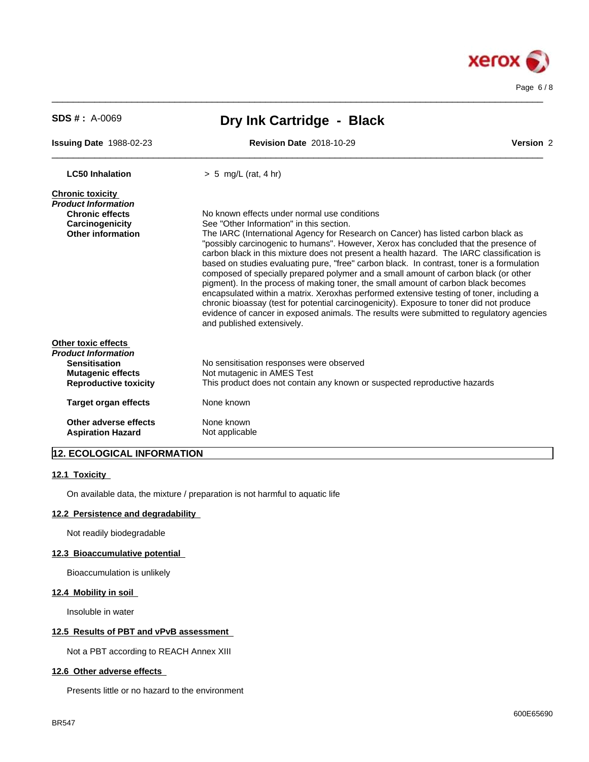**LC50 Inhalation** > 5 mg/L (rat, 4 hr)

**Chronic toxicity**

***Product Information***

| | |
|---|---|
| **Chronic effects** | No known effects under normal use conditions |
| **Carcinogenicity** | See "Other Information" in this section. |
| **Other information** | The IARC (International Agency for Research on Cancer) has listed carbon black as "possibly carcinogenic to humans". However, Xerox has concluded that the presence of carbon black in this mixture does not present a health hazard. The IARC classification is based on studies evaluating pure, "free" carbon black. In contrast, toner is a formulation composed of specially prepared polymer and a small amount of carbon black (or other pigment). In the process of making toner, the small amount of carbon black becomes encapsulated within a matrix. Xeroxhas performed extensive testing of toner, including a chronic bioassay (test for potential carcinogenicity). Exposure to toner did not produce evidence of cancer in exposed animals. The results were submitted to regulatory agencies and published extensively. |

**Other toxic effects**

***Product Information***

| | |
|---|---|
| **Sensitisation** | No sensitisation responses were observed |
| **Mutagenic effects** | Not mutagenic in AMES Test |
| **Reproductive toxicity** | This product does not contain any known or suspected reproductive hazards |
| **Target organ effects** | None known |
| **Other adverse effects** | None known |
| **Aspiration Hazard** | Not applicable |

## 12. ECOLOGICAL INFORMATION

### 12.1 Toxicity

On available data, the mixture / preparation is not harmful to aquatic life

### 12.2 Persistence and degradability

Not readily biodegradable

### 12.3 Bioaccumulative potential

Bioaccumulation is unlikely

### 12.4 Mobility in soil

Insoluble in water

### 12.5 Results of PBT and vPvB assessment

Not a PBT according to REACH Annex XIII

### 12.6 Other adverse effects

Presents little or no hazard to the environment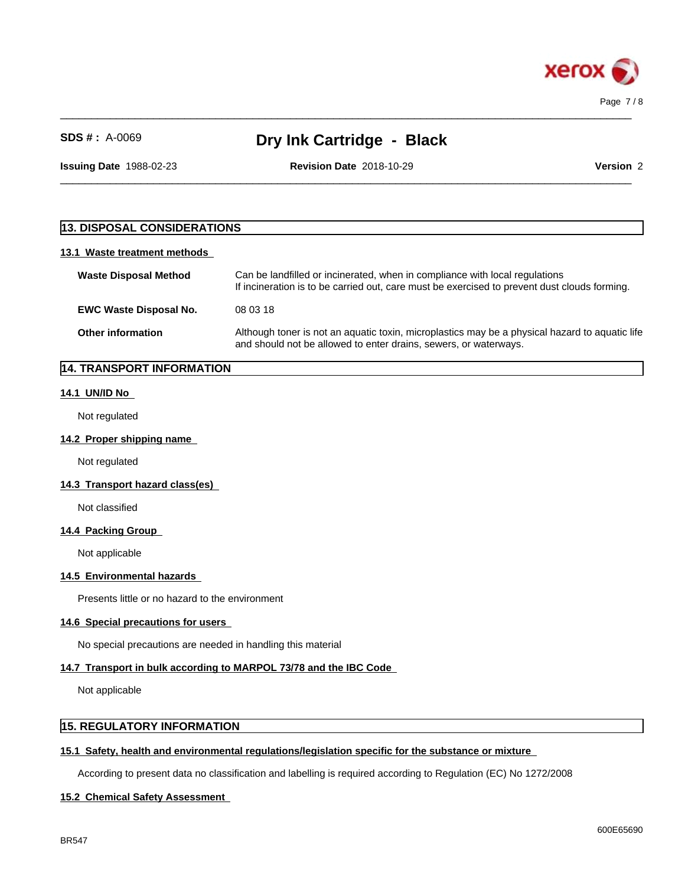## 13. DISPOSAL CONSIDERATIONS

### 13.1 Waste treatment methods

| | |
|---|---|
| **Waste Disposal Method** | Can be landfilled or incinerated, when in compliance with local regulations<br>If incineration is to be carried out, care must be exercised to prevent dust clouds forming. |
| **EWC Waste Disposal No.** | 08 03 18 |
| **Other information** | Although toner is not an aquatic toxin, microplastics may be a physical hazard to aquatic life and should not be allowed to enter drains, sewers, or waterways. |

## 14. TRANSPORT INFORMATION

### 14.1 UN/ID No

Not regulated

### 14.2 Proper shipping name

Not regulated

### 14.3 Transport hazard class(es)

Not classified

### 14.4 Packing Group

Not applicable

### 14.5 Environmental hazards

Presents little or no hazard to the environment

### 14.6 Special precautions for users

No special precautions are needed in handling this material

### 14.7 Transport in bulk according to MARPOL 73/78 and the IBC Code

Not applicable

## 15. REGULATORY INFORMATION

### 15.1 Safety, health and environmental regulations/legislation specific for the substance or mixture

According to present data no classification and labelling is required according to Regulation (EC) No 1272/2008

### 15.2 Chemical Safety Assessment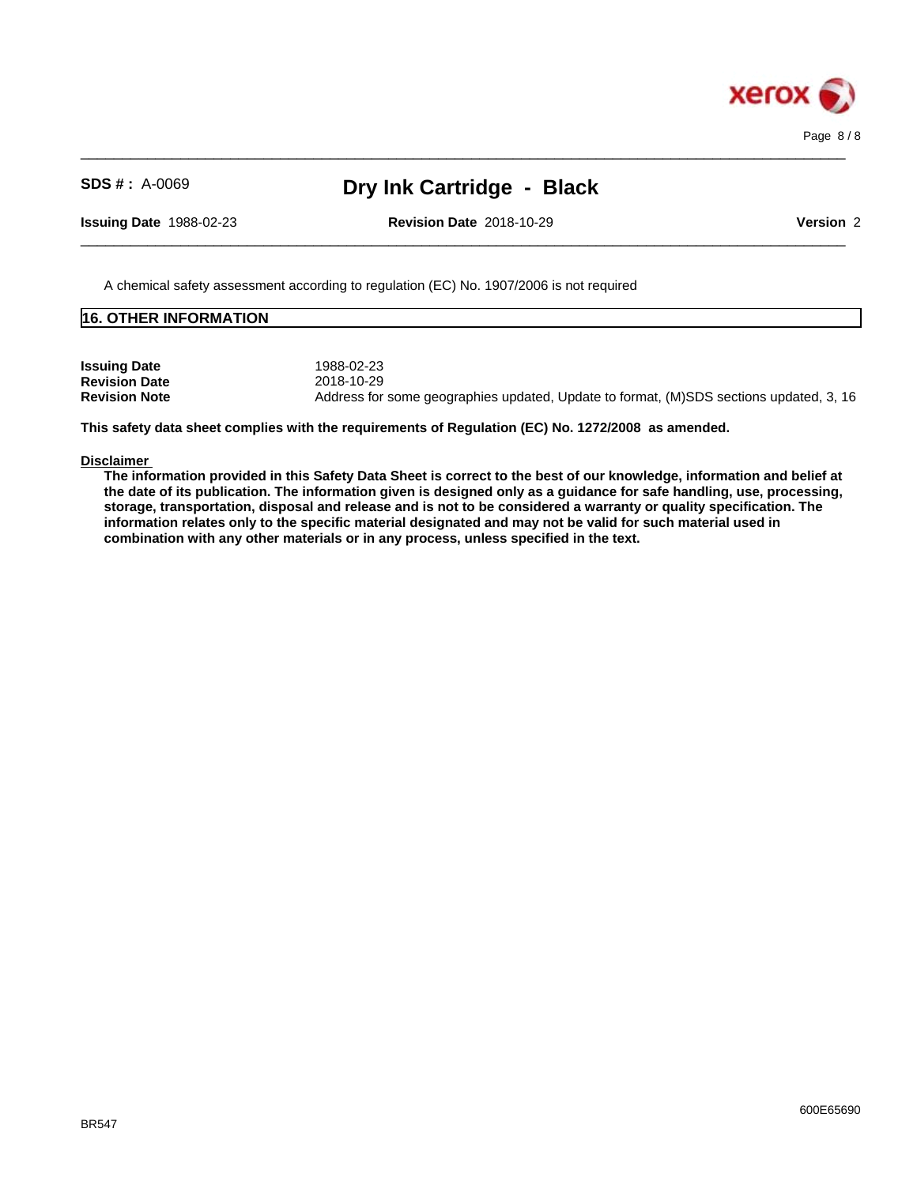A chemical safety assessment according to regulation (EC) No. 1907/2006 is not required

## 16. OTHER INFORMATION

| | |
|---|---|
| **Issuing Date** | 1988-02-23 |
| **Revision Date** | 2018-10-29 |
| **Revision Note** | Address for some geographies updated, Update to format, (M)SDS sections updated, 3, 16 |

**This safety data sheet complies with the requirements of Regulation (EC) No. 1272/2008 as amended.**

**Disclaimer**

**The information provided in this Safety Data Sheet is correct to the best of our knowledge, information and belief at the date of its publication. The information given is designed only as a guidance for safe handling, use, processing, storage, transportation, disposal and release and is not to be considered a warranty or quality specification. The information relates only to the specific material designated and may not be valid for such material used in combination with any other materials or in any process, unless specified in the text.**

600E65690

BR547